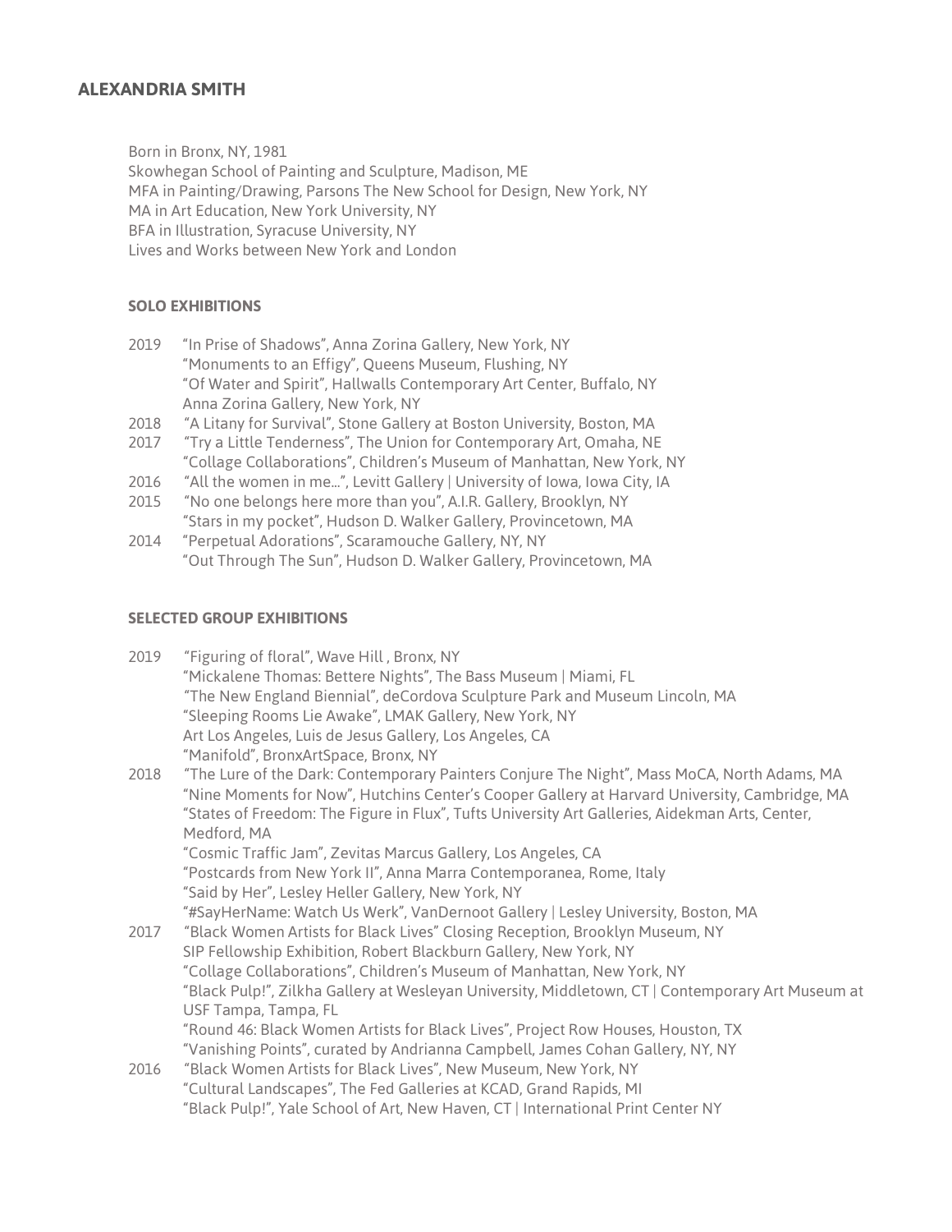# ALEXANDRIA SMITH

Born in Bronx, NY, 1981
Skowhegan School of Painting and Sculpture, Madison, ME
MFA in Painting/Drawing, Parsons The New School for Design, New York, NY
MA in Art Education, New York University, NY
BFA in Illustration, Syracuse University, NY
Lives and Works between New York and London

## SOLO EXHIBITIONS

2019 "In Prise of Shadows", Anna Zorina Gallery, New York, NY
"Monuments to an Effigy", Queens Museum, Flushing, NY
"Of Water and Spirit", Hallwalls Contemporary Art Center, Buffalo, NY
Anna Zorina Gallery, New York, NY

2018 "A Litany for Survival", Stone Gallery at Boston University, Boston, MA

2017 "Try a Little Tenderness", The Union for Contemporary Art, Omaha, NE
"Collage Collaborations", Children's Museum of Manhattan, New York, NY

2016 "All the women in me...", Levitt Gallery | University of Iowa, Iowa City, IA

2015 "No one belongs here more than you", A.I.R. Gallery, Brooklyn, NY
"Stars in my pocket", Hudson D. Walker Gallery, Provincetown, MA

2014 "Perpetual Adorations", Scaramouche Gallery, NY, NY
"Out Through The Sun", Hudson D. Walker Gallery, Provincetown, MA

## SELECTED GROUP EXHIBITIONS

2019 "Figuring of floral", Wave Hill , Bronx, NY
"Mickalene Thomas: Bettere Nights", The Bass Museum | Miami, FL
"The New England Biennial", deCordova Sculpture Park and Museum Lincoln, MA
"Sleeping Rooms Lie Awake", LMAK Gallery, New York, NY
Art Los Angeles, Luis de Jesus Gallery, Los Angeles, CA
"Manifold", BronxArtSpace, Bronx, NY

2018 "The Lure of the Dark: Contemporary Painters Conjure The Night", Mass MoCA, North Adams, MA
"Nine Moments for Now", Hutchins Center's Cooper Gallery at Harvard University, Cambridge, MA
"States of Freedom: The Figure in Flux", Tufts University Art Galleries, Aidekman Arts, Center, Medford, MA
"Cosmic Traffic Jam", Zevitas Marcus Gallery, Los Angeles, CA
"Postcards from New York II", Anna Marra Contemporanea, Rome, Italy
"Said by Her", Lesley Heller Gallery, New York, NY
"#SayHerName: Watch Us Werk", VanDernoot Gallery | Lesley University, Boston, MA

2017 "Black Women Artists for Black Lives" Closing Reception, Brooklyn Museum, NY
SIP Fellowship Exhibition, Robert Blackburn Gallery, New York, NY
"Collage Collaborations", Children's Museum of Manhattan, New York, NY
"Black Pulp!", Zilkha Gallery at Wesleyan University, Middletown, CT | Contemporary Art Museum at USF Tampa, Tampa, FL
"Round 46: Black Women Artists for Black Lives", Project Row Houses, Houston, TX
"Vanishing Points", curated by Andrianna Campbell, James Cohan Gallery, NY, NY

2016 "Black Women Artists for Black Lives", New Museum, New York, NY
"Cultural Landscapes", The Fed Galleries at KCAD, Grand Rapids, MI
"Black Pulp!", Yale School of Art, New Haven, CT | International Print Center NY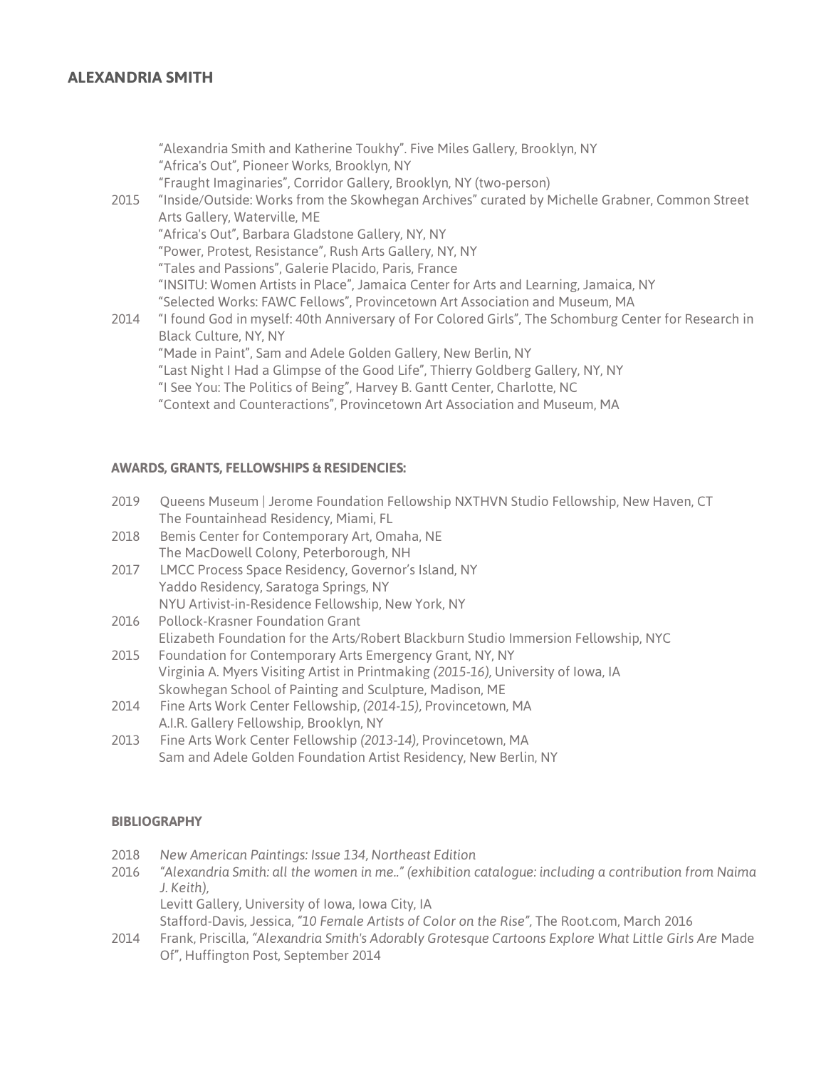# ALEXANDRIA SMITH

“Alexandria Smith and Katherine Toukhy”. Five Miles Gallery, Brooklyn, NY
“Africa's Out”, Pioneer Works, Brooklyn, NY
“Fraught Imaginaries”, Corridor Gallery, Brooklyn, NY (two-person)

2015 “Inside/Outside: Works from the Skowhegan Archives” curated by Michelle Grabner, Common Street Arts Gallery, Waterville, ME
“Africa's Out”, Barbara Gladstone Gallery, NY, NY
“Power, Protest, Resistance”, Rush Arts Gallery, NY, NY
“Tales and Passions”, Galerie Placido, Paris, France
“INSITU: Women Artists in Place”, Jamaica Center for Arts and Learning, Jamaica, NY
“Selected Works: FAWC Fellows”, Provincetown Art Association and Museum, MA

2014 “I found God in myself: 40th Anniversary of For Colored Girls”, The Schomburg Center for Research in Black Culture, NY, NY
“Made in Paint”, Sam and Adele Golden Gallery, New Berlin, NY
“Last Night I Had a Glimpse of the Good Life”, Thierry Goldberg Gallery, NY, NY
“I See You: The Politics of Being”, Harvey B. Gantt Center, Charlotte, NC
“Context and Counteractions”, Provincetown Art Association and Museum, MA

## AWARDS, GRANTS, FELLOWSHIPS & RESIDENCIES:

2019 Queens Museum | Jerome Foundation Fellowship NXTHVN Studio Fellowship, New Haven, CT
The Fountainhead Residency, Miami, FL

2018 Bemis Center for Contemporary Art, Omaha, NE
The MacDowell Colony, Peterborough, NH

2017 LMCC Process Space Residency, Governor's Island, NY
Yaddo Residency, Saratoga Springs, NY
NYU Artivist-in-Residence Fellowship, New York, NY

2016 Pollock-Krasner Foundation Grant
Elizabeth Foundation for the Arts/Robert Blackburn Studio Immersion Fellowship, NYC

2015 Foundation for Contemporary Arts Emergency Grant, NY, NY
Virginia A. Myers Visiting Artist in Printmaking *(2015-16)*, University of Iowa, IA
Skowhegan School of Painting and Sculpture, Madison, ME

2014 Fine Arts Work Center Fellowship, *(2014-15)*, Provincetown, MA
A.I.R. Gallery Fellowship, Brooklyn, NY

2013 Fine Arts Work Center Fellowship *(2013-14)*, Provincetown, MA
Sam and Adele Golden Foundation Artist Residency, New Berlin, NY

## BIBLIOGRAPHY

2018 *New American Paintings: Issue 134, Northeast Edition*

2016 *“Alexandria Smith: all the women in me..” (exhibition catalogue: including a contribution from Naima J. Keith),*
Levitt Gallery, University of Iowa, Iowa City, IA
Stafford-Davis, Jessica, *“10 Female Artists of Color on the Rise”*, The Root.com, March 2016

2014 Frank, Priscilla, *“Alexandria Smith's Adorably Grotesque Cartoons Explore What Little Girls Are* Made Of”, Huffington Post, September 2014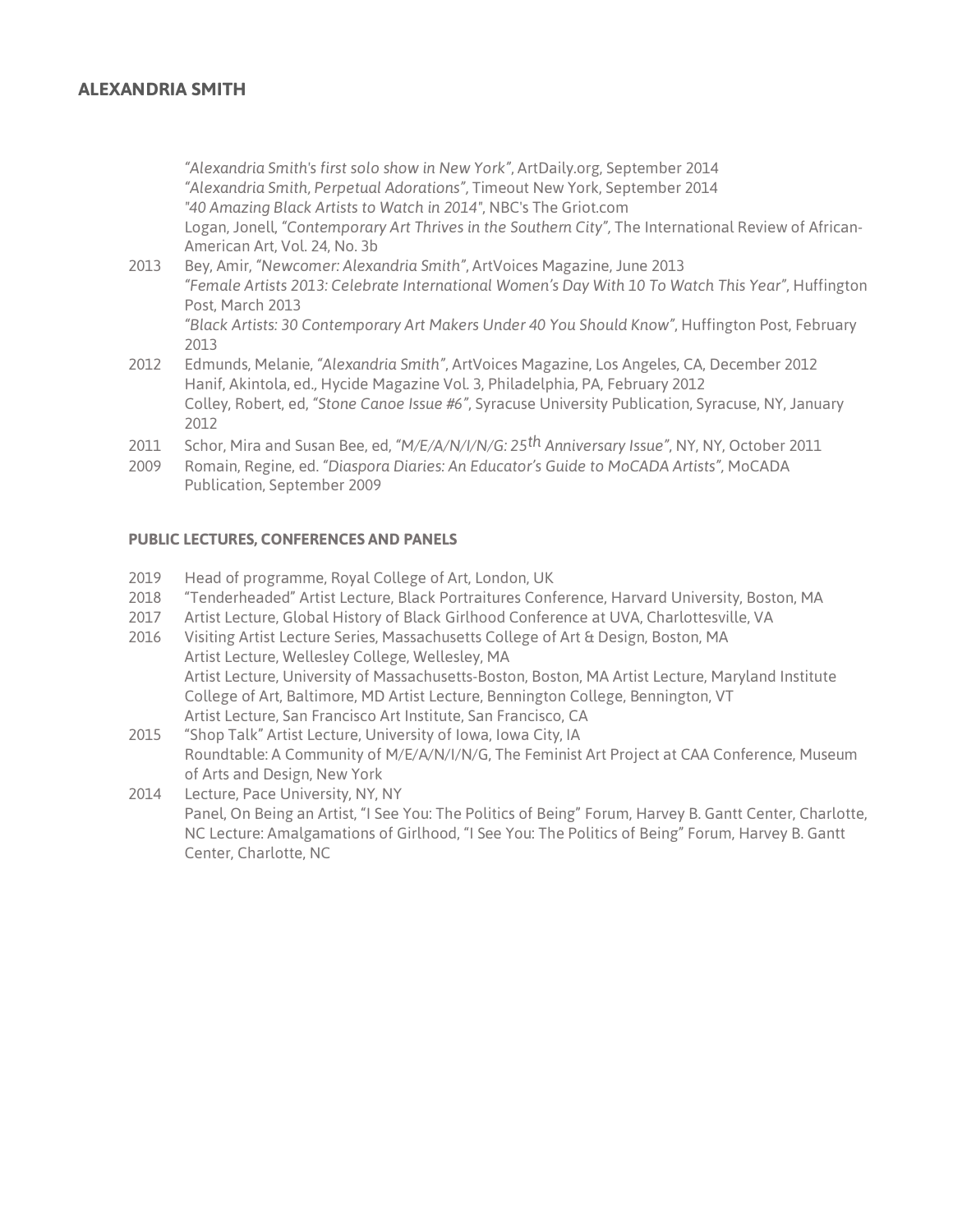*"Alexandria Smith's first solo show in New York"*, ArtDaily.org, September 2014
*"Alexandria Smith, Perpetual Adorations"*, Timeout New York, September 2014
*"40 Amazing Black Artists to Watch in 2014"*, NBC's The Griot.com
Logan, Jonell, *"Contemporary Art Thrives in the Southern City"*, The International Review of African-American Art, Vol. 24, No. 3b

2013 Bey, Amir, *"Newcomer: Alexandria Smith"*, ArtVoices Magazine, June 2013
*"Female Artists 2013: Celebrate International Women's Day With 10 To Watch This Year"*, Huffington Post, March 2013
*"Black Artists: 30 Contemporary Art Makers Under 40 You Should Know"*, Huffington Post, February 2013

2012 Edmunds, Melanie, *"Alexandria Smith"*, ArtVoices Magazine, Los Angeles, CA, December 2012
Hanif, Akintola, ed., Hycide Magazine Vol. 3, Philadelphia, PA, February 2012
Colley, Robert, ed, *"Stone Canoe Issue #6"*, Syracuse University Publication, Syracuse, NY, January 2012

2011 Schor, Mira and Susan Bee, ed, *"M/E/A/N/I/N/G: 25th Anniversary Issue"*, NY, NY, October 2011

2009 Romain, Regine, ed. *"Diaspora Diaries: An Educator's Guide to MoCADA Artists"*, MoCADA Publication, September 2009

**PUBLIC LECTURES, CONFERENCES AND PANELS**

2019 Head of programme, Royal College of Art, London, UK

2018 "Tenderheaded" Artist Lecture, Black Portraitures Conference, Harvard University, Boston, MA

2017 Artist Lecture, Global History of Black Girlhood Conference at UVA, Charlottesville, VA

2016 Visiting Artist Lecture Series, Massachusetts College of Art & Design, Boston, MA
Artist Lecture, Wellesley College, Wellesley, MA
Artist Lecture, University of Massachusetts-Boston, Boston, MA Artist Lecture, Maryland Institute College of Art, Baltimore, MD Artist Lecture, Bennington College, Bennington, VT
Artist Lecture, San Francisco Art Institute, San Francisco, CA

2015 "Shop Talk" Artist Lecture, University of Iowa, Iowa City, IA
Roundtable: A Community of M/E/A/N/I/N/G, The Feminist Art Project at CAA Conference, Museum of Arts and Design, New York

2014 Lecture, Pace University, NY, NY
Panel, On Being an Artist, "I See You: The Politics of Being" Forum, Harvey B. Gantt Center, Charlotte, NC Lecture: Amalgamations of Girlhood, "I See You: The Politics of Being" Forum, Harvey B. Gantt Center, Charlotte, NC